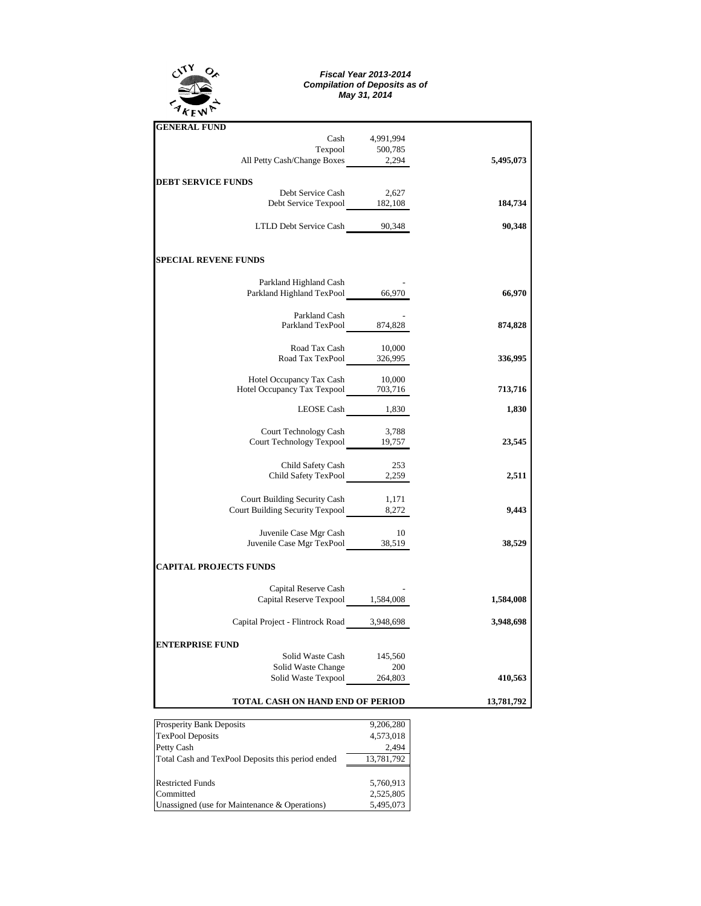CITY OF LAKEWAY

***Fiscal Year 2013-2014***
***Compilation of Deposits as of***
***May 31, 2014***

| | | |
|---|---|---|
| **GENERAL FUND** | | |
| Cash | 4,991,994 | |
| Texpool | 500,785 | |
| All Petty Cash/Change Boxes | 2,294 | **5,495,073** |
| **DEBT SERVICE FUNDS** | | |
| Debt Service Cash | 2,627 | |
| Debt Service Texpool | 182,108 | **184,734** |
| LTLD Debt Service Cash | 90,348 | **90,348** |
| **SPECIAL REVENE FUNDS** | | |
| Parkland Highland Cash | - | |
| Parkland Highland TexPool | 66,970 | **66,970** |
| Parkland Cash | - | |
| Parkland TexPool | 874,828 | **874,828** |
| Road Tax Cash | 10,000 | |
| Road Tax TexPool | 326,995 | **336,995** |
| Hotel Occupancy Tax Cash | 10,000 | |
| Hotel Occupancy Tax Texpool | 703,716 | **713,716** |
| LEOSE Cash | 1,830 | **1,830** |
| Court Technology Cash | 3,788 | |
| Court Technology Texpool | 19,757 | **23,545** |
| Child Safety Cash | 253 | |
| Child Safety TexPool | 2,259 | **2,511** |
| Court Building Security Cash | 1,171 | |
| Court Building Security Texpool | 8,272 | **9,443** |
| Juvenile Case Mgr Cash | 10 | |
| Juvenile Case Mgr TexPool | 38,519 | **38,529** |
| **CAPITAL PROJECTS FUNDS** | | |
| Capital Reserve Cash | - | |
| Capital Reserve Texpool | 1,584,008 | **1,584,008** |
| Capital Project - Flintrock Road | 3,948,698 | **3,948,698** |
| **ENTERPRISE FUND** | | |
| Solid Waste Cash | 145,560 | |
| Solid Waste Change | 200 | |
| Solid Waste Texpool | 264,803 | **410,563** |
| **TOTAL CASH ON HAND END OF PERIOD** | | **13,781,792** |

| | |
|---|---|
| Prosperity Bank Deposits | 9,206,280 |
| TexPool Deposits | 4,573,018 |
| Petty Cash | 2,494 |
| Total Cash and TexPool Deposits this period ended | 13,781,792 |
| Restricted Funds | 5,760,913 |
| Committed | 2,525,805 |
| Unassigned (use for Maintenance & Operations) | 5,495,073 |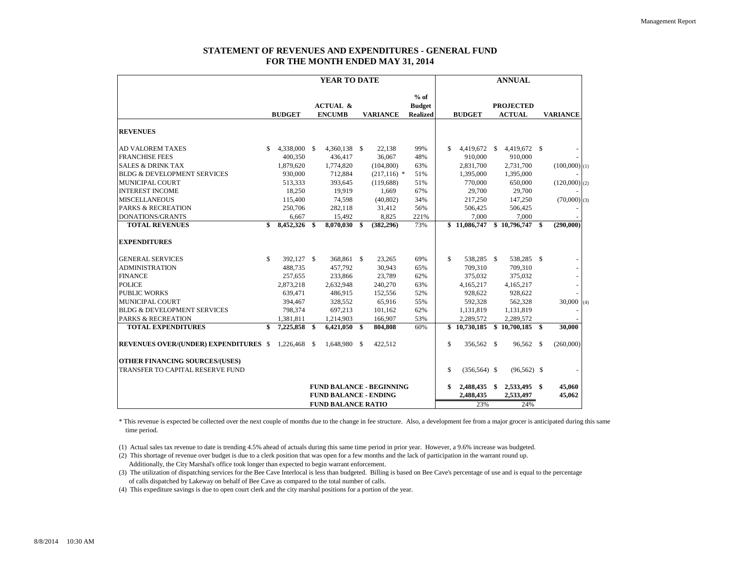# STATEMENT OF REVENUES AND EXPENDITURES - GENERAL FUND
## FOR THE MONTH ENDED MAY 31, 2014

| | YEAR TO DATE | | | | ANNUAL | | | |
|---|---|---|---|---|---|---|---|---|
| | BUDGET | ACTUAL & ENCUMB | VARIANCE | % of Budget Realized | BUDGET | PROJECTED ACTUAL | VARIANCE | |
| **REVENUES** | | | | | | | | |
| AD VALOREM TAXES | $ 4,338,000 | $ 4,360,138 | $ 22,138 | 99% | $ 4,419,672 | $ 4,419,672 | $ - | |
| FRANCHISE FEES | 400,350 | 436,417 | 36,067 | 48% | 910,000 | 910,000 | - | |
| SALES & DRINK TAX | 1,879,620 | 1,774,820 | (104,800) | 63% | 2,831,700 | 2,731,700 | (100,000) | (1) |
| BLDG & DEVELOPMENT SERVICES | 930,000 | 712,884 | (217,116) * | 51% | 1,395,000 | 1,395,000 | - | |
| MUNICIPAL COURT | 513,333 | 393,645 | (119,688) | 51% | 770,000 | 650,000 | (120,000) | (2) |
| INTEREST INCOME | 18,250 | 19,919 | 1,669 | 67% | 29,700 | 29,700 | - | |
| MISCELLANEOUS | 115,400 | 74,598 | (40,802) | 34% | 217,250 | 147,250 | (70,000) | (3) |
| PARKS & RECREATION | 250,706 | 282,118 | 31,412 | 56% | 506,425 | 506,425 | - | |
| DONATIONS/GRANTS | 6,667 | 15,492 | 8,825 | 221% | 7,000 | 7,000 | - | |
| **TOTAL REVENUES** | **$ 8,452,326** | **$ 8,070,030** | **$ (382,296)** | 73% | **$ 11,086,747** | **$ 10,796,747** | **$ (290,000)** | |
| **EXPENDITURES** | | | | | | | | |
| GENERAL SERVICES | $ 392,127 | $ 368,861 | $ 23,265 | 69% | $ 538,285 | $ 538,285 | $ - | |
| ADMINISTRATION | 488,735 | 457,792 | 30,943 | 65% | 709,310 | 709,310 | - | |
| FINANCE | 257,655 | 233,866 | 23,789 | 62% | 375,032 | 375,032 | - | |
| POLICE | 2,873,218 | 2,632,948 | 240,270 | 63% | 4,165,217 | 4,165,217 | - | |
| PUBLIC WORKS | 639,471 | 486,915 | 152,556 | 52% | 928,622 | 928,622 | - | |
| MUNICIPAL COURT | 394,467 | 328,552 | 65,916 | 55% | 592,328 | 562,328 | 30,000 | (4) |
| BLDG & DEVELOPMENT SERVICES | 798,374 | 697,213 | 101,162 | 62% | 1,131,819 | 1,131,819 | - | |
| PARKS & RECREATION | 1,381,811 | 1,214,903 | 166,907 | 53% | 2,289,572 | 2,289,572 | - | |
| **TOTAL EXPENDITURES** | **$ 7,225,858** | **$ 6,421,050** | **$ 804,808** | 60% | **$ 10,730,185** | **$ 10,700,185** | **$ 30,000** | |
| **REVENUES OVER/(UNDER) EXPENDITURES** | $ 1,226,468 | $ 1,648,980 | $ 422,512 | | $ 356,562 | $ 96,562 | $ (260,000) | |
| **OTHER FINANCING SOURCES/(USES)** | | | | | | | | |
| TRANSFER TO CAPITAL RESERVE FUND | | | | | $ (356,564) | $ (96,562) | $ - | |
| | | **FUND BALANCE - BEGINNING** | | | **$ 2,488,435** | **$ 2,533,495** | **$ 45,060** | |
| | | **FUND BALANCE - ENDING** | | | **2,488,435** | **2,533,497** | **45,062** | |
| | | **FUND BALANCE RATIO** | | | 23% | 24% | | |

\* This revenue is expected be collected over the next couple of months due to the change in fee structure. Also, a development fee from a major grocer is anticipated during this same time period.

(1) Actual sales tax revenue to date is trending 4.5% ahead of actuals during this same time period in prior year. However, a 9.6% increase was budgeted.

(2) This shortage of revenue over budget is due to a clerk position that was open for a few months and the lack of participation in the warrant round up. Additionally, the City Marshal's office took longer than expected to begin warrant enforcement.

(3) The utilization of dispatching services for the Bee Cave Interlocal is less than budgeted. Billing is based on Bee Cave's percentage of use and is equal to the percentage of calls dispatched by Lakeway on behalf of Bee Cave as compared to the total number of calls.

(4) This expediture savings is due to open court clerk and the city marshal positions for a portion of the year.